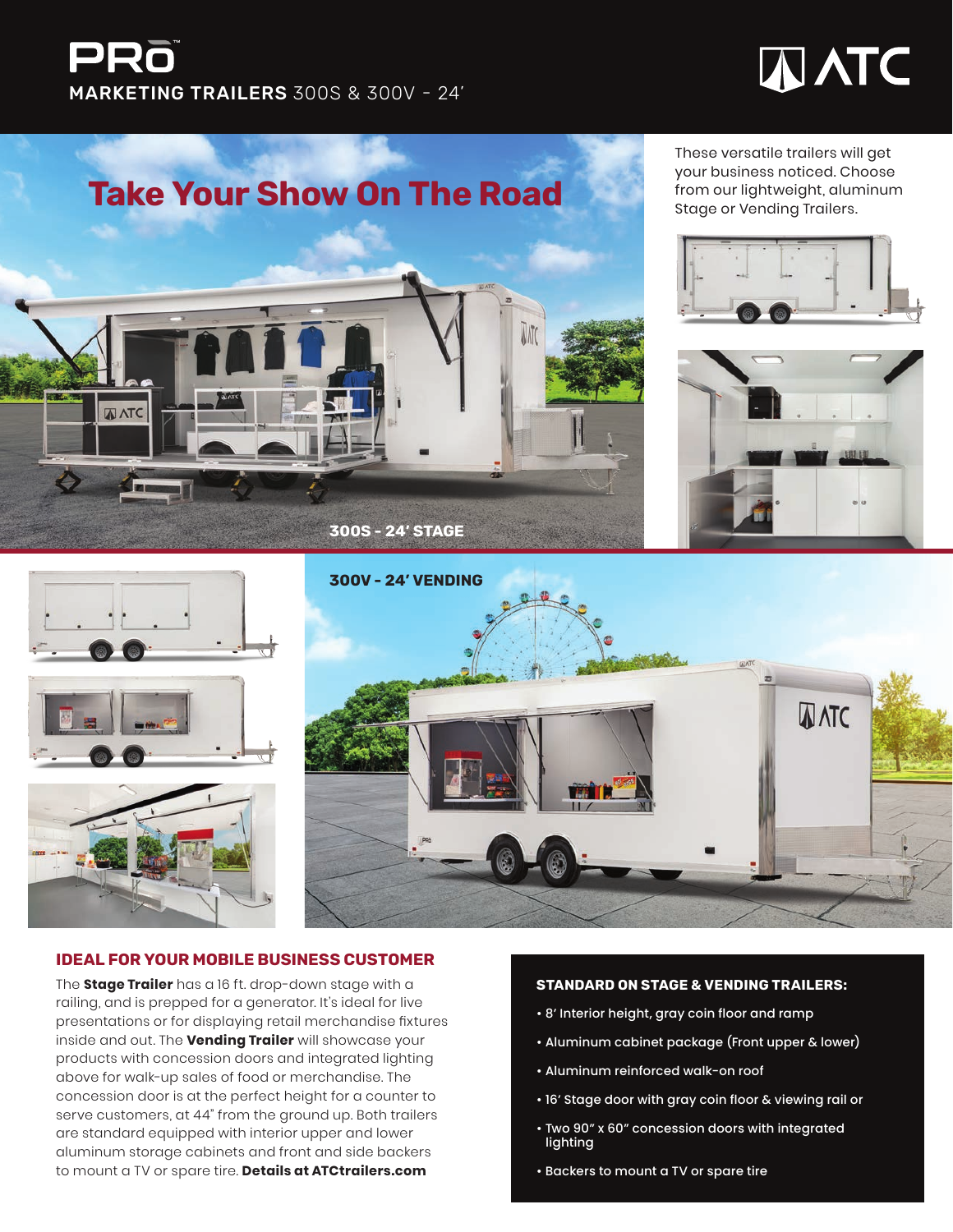# PRO

## MARKETING TRAILERS 300S & 300V - 24'

ATC

# Take Your Show On The Road

These versatile trailers will get your business noticed. Choose from our lightweight, aluminum Stage or Vending Trailers.

300S - 24' STAGE

300V - 24' VENDING

## IDEAL FOR YOUR MOBILE BUSINESS CUSTOMER

The **Stage Trailer** has a 16 ft. drop-down stage with a railing, and is prepped for a generator. It's ideal for live presentations or for displaying retail merchandise fixtures inside and out. The **Vending Trailer** will showcase your products with concession doors and integrated lighting above for walk-up sales of food or merchandise. The concession door is at the perfect height for a counter to serve customers, at 44" from the ground up. Both trailers are standard equipped with interior upper and lower aluminum storage cabinets and front and side backers to mount a TV or spare tire. **Details at ATCtrailers.com**

### STANDARD ON STAGE & VENDING TRAILERS:

- 8' Interior height, gray coin floor and ramp
- Aluminum cabinet package (Front upper & lower)
- Aluminum reinforced walk-on roof
- 16' Stage door with gray coin floor & viewing rail or
- Two 90" x 60" concession doors with integrated lighting
- Backers to mount a TV or spare tire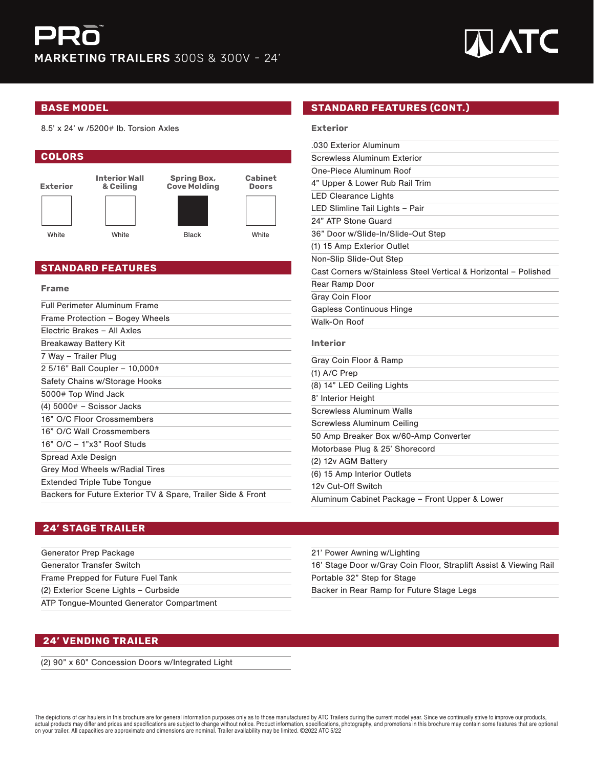# PRO™

## MARKETING TRAILERS 300S & 300V - 24'

ATC

## BASE MODEL

8.5' x 24' w /5200# lb. Torsion Axles

## COLORS

| Exterior | Interior Wall & Ceiling | Spring Box, Cove Molding | Cabinet Doors |
|---|---|---|---|
| White | White | Black | White |

## STANDARD FEATURES

### Frame

- Full Perimeter Aluminum Frame
- Frame Protection – Bogey Wheels
- Electric Brakes – All Axles
- Breakaway Battery Kit
- 7 Way – Trailer Plug
- 2 5/16" Ball Coupler – 10,000#
- Safety Chains w/Storage Hooks
- 5000# Top Wind Jack
- (4) 5000# – Scissor Jacks
- 16" O/C Floor Crossmembers
- 16" O/C Wall Crossmembers
- 16" O/C – 1"x3" Roof Studs
- Spread Axle Design
- Grey Mod Wheels w/Radial Tires
- Extended Triple Tube Tongue
- Backers for Future Exterior TV & Spare, Trailer Side & Front

## STANDARD FEATURES (CONT.)

### Exterior

- .030 Exterior Aluminum
- Screwless Aluminum Exterior
- One-Piece Aluminum Roof
- 4" Upper & Lower Rub Rail Trim
- LED Clearance Lights
- LED Slimline Tail Lights – Pair
- 24" ATP Stone Guard
- 36" Door w/Slide-In/Slide-Out Step
- (1) 15 Amp Exterior Outlet
- Non-Slip Slide-Out Step
- Cast Corners w/Stainless Steel Vertical & Horizontal – Polished
- Rear Ramp Door
- Gray Coin Floor
- Gapless Continuous Hinge
- Walk-On Roof

### Interior

- Gray Coin Floor & Ramp
- (1) A/C Prep
- (8) 14" LED Ceiling Lights
- 8' Interior Height
- Screwless Aluminum Walls
- Screwless Aluminum Ceiling
- 50 Amp Breaker Box w/60-Amp Converter
- Motorbase Plug & 25' Shorecord
- (2) 12v AGM Battery
- (6) 15 Amp Interior Outlets
- 12v Cut-Off Switch
- Aluminum Cabinet Package – Front Upper & Lower

## 24' STAGE TRAILER

- Generator Prep Package
- Generator Transfer Switch
- Frame Prepped for Future Fuel Tank
- (2) Exterior Scene Lights – Curbside
- ATP Tongue-Mounted Generator Compartment
- 21' Power Awning w/Lighting
- 16' Stage Door w/Gray Coin Floor, Straplift Assist & Viewing Rail
- Portable 32" Step for Stage
- Backer in Rear Ramp for Future Stage Legs

## 24' VENDING TRAILER

- (2) 90" x 60" Concession Doors w/Integrated Light

The depictions of car haulers in this brochure are for general information purposes only as to those manufactured by ATC Trailers during the current model year. Since we continually strive to improve our products, actual products may differ and prices and specifications are subject to change without notice. Product information, specifications, photography, and promotions in this brochure may contain some features that are optional on your trailer. All capacities are approximate and dimensions are nominal. Trailer availability may be limited. ©2022 ATC 5/22